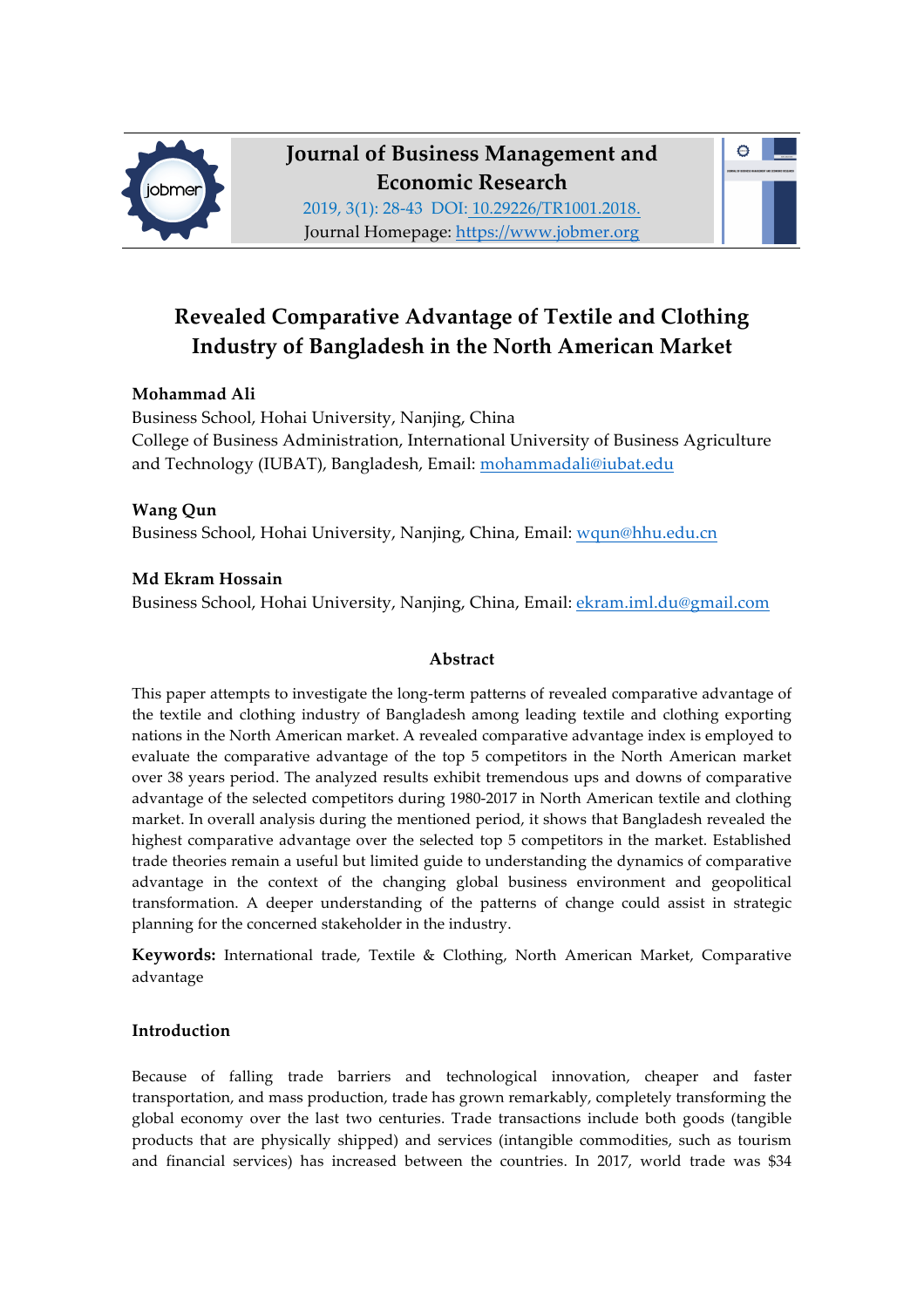Journal of Business Management and Economic Research

2019, 3(1): 28-43 DOI: 10.29226/TR1001.2018.

Journal Homepage: https://www.jobmer.org

# Revealed Comparative Advantage of Textile and Clothing Industry of Bangladesh in the North American Market

**Mohammad Ali**

Business School, Hohai University, Nanjing, China

College of Business Administration, International University of Business Agriculture and Technology (IUBAT), Bangladesh, Email: mohammadali@iubat.edu

**Wang Qun**

Business School, Hohai University, Nanjing, China, Email: wqun@hhu.edu.cn

**Md Ekram Hossain**

Business School, Hohai University, Nanjing, China, Email: ekram.iml.du@gmail.com

## Abstract

This paper attempts to investigate the long-term patterns of revealed comparative advantage of the textile and clothing industry of Bangladesh among leading textile and clothing exporting nations in the North American market. A revealed comparative advantage index is employed to evaluate the comparative advantage of the top 5 competitors in the North American market over 38 years period. The analyzed results exhibit tremendous ups and downs of comparative advantage of the selected competitors during 1980-2017 in North American textile and clothing market. In overall analysis during the mentioned period, it shows that Bangladesh revealed the highest comparative advantage over the selected top 5 competitors in the market. Established trade theories remain a useful but limited guide to understanding the dynamics of comparative advantage in the context of the changing global business environment and geopolitical transformation. A deeper understanding of the patterns of change could assist in strategic planning for the concerned stakeholder in the industry.

**Keywords:** International trade, Textile & Clothing, North American Market, Comparative advantage

## Introduction

Because of falling trade barriers and technological innovation, cheaper and faster transportation, and mass production, trade has grown remarkably, completely transforming the global economy over the last two centuries. Trade transactions include both goods (tangible products that are physically shipped) and services (intangible commodities, such as tourism and financial services) has increased between the countries. In 2017, world trade was $34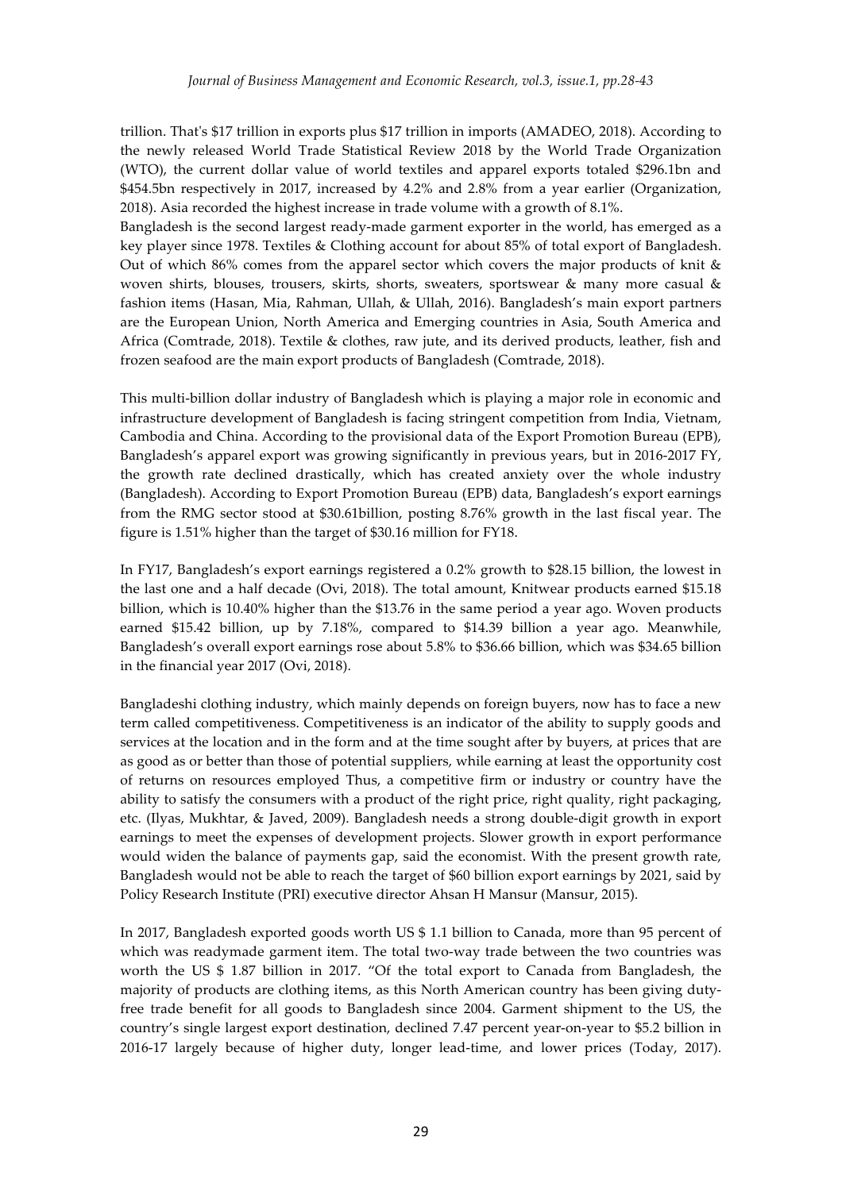trillion. That's $17 trillion in exports plus $17 trillion in imports (AMADEO, 2018). According to the newly released World Trade Statistical Review 2018 by the World Trade Organization (WTO), the current dollar value of world textiles and apparel exports totaled $296.1bn and $454.5bn respectively in 2017, increased by 4.2% and 2.8% from a year earlier (Organization, 2018). Asia recorded the highest increase in trade volume with a growth of 8.1%.

Bangladesh is the second largest ready-made garment exporter in the world, has emerged as a key player since 1978. Textiles & Clothing account for about 85% of total export of Bangladesh. Out of which 86% comes from the apparel sector which covers the major products of knit & woven shirts, blouses, trousers, skirts, shorts, sweaters, sportswear & many more casual & fashion items (Hasan, Mia, Rahman, Ullah, & Ullah, 2016). Bangladesh's main export partners are the European Union, North America and Emerging countries in Asia, South America and Africa (Comtrade, 2018). Textile & clothes, raw jute, and its derived products, leather, fish and frozen seafood are the main export products of Bangladesh (Comtrade, 2018).

This multi-billion dollar industry of Bangladesh which is playing a major role in economic and infrastructure development of Bangladesh is facing stringent competition from India, Vietnam, Cambodia and China. According to the provisional data of the Export Promotion Bureau (EPB), Bangladesh's apparel export was growing significantly in previous years, but in 2016-2017 FY, the growth rate declined drastically, which has created anxiety over the whole industry (Bangladesh). According to Export Promotion Bureau (EPB) data, Bangladesh's export earnings from the RMG sector stood at $30.61billion, posting 8.76% growth in the last fiscal year. The figure is 1.51% higher than the target of $30.16 million for FY18.

In FY17, Bangladesh's export earnings registered a 0.2% growth to $28.15 billion, the lowest in the last one and a half decade (Ovi, 2018). The total amount, Knitwear products earned $15.18 billion, which is 10.40% higher than the $13.76 in the same period a year ago. Woven products earned $15.42 billion, up by 7.18%, compared to $14.39 billion a year ago. Meanwhile, Bangladesh's overall export earnings rose about 5.8% to $36.66 billion, which was $34.65 billion in the financial year 2017 (Ovi, 2018).

Bangladeshi clothing industry, which mainly depends on foreign buyers, now has to face a new term called competitiveness. Competitiveness is an indicator of the ability to supply goods and services at the location and in the form and at the time sought after by buyers, at prices that are as good as or better than those of potential suppliers, while earning at least the opportunity cost of returns on resources employed Thus, a competitive firm or industry or country have the ability to satisfy the consumers with a product of the right price, right quality, right packaging, etc. (Ilyas, Mukhtar, & Javed, 2009). Bangladesh needs a strong double-digit growth in export earnings to meet the expenses of development projects. Slower growth in export performance would widen the balance of payments gap, said the economist. With the present growth rate, Bangladesh would not be able to reach the target of $60 billion export earnings by 2021, said by Policy Research Institute (PRI) executive director Ahsan H Mansur (Mansur, 2015).

In 2017, Bangladesh exported goods worth US $ 1.1 billion to Canada, more than 95 percent of which was readymade garment item. The total two-way trade between the two countries was worth the US $ 1.87 billion in 2017. "Of the total export to Canada from Bangladesh, the majority of products are clothing items, as this North American country has been giving duty-free trade benefit for all goods to Bangladesh since 2004. Garment shipment to the US, the country's single largest export destination, declined 7.47 percent year-on-year to $5.2 billion in 2016-17 largely because of higher duty, longer lead-time, and lower prices (Today, 2017).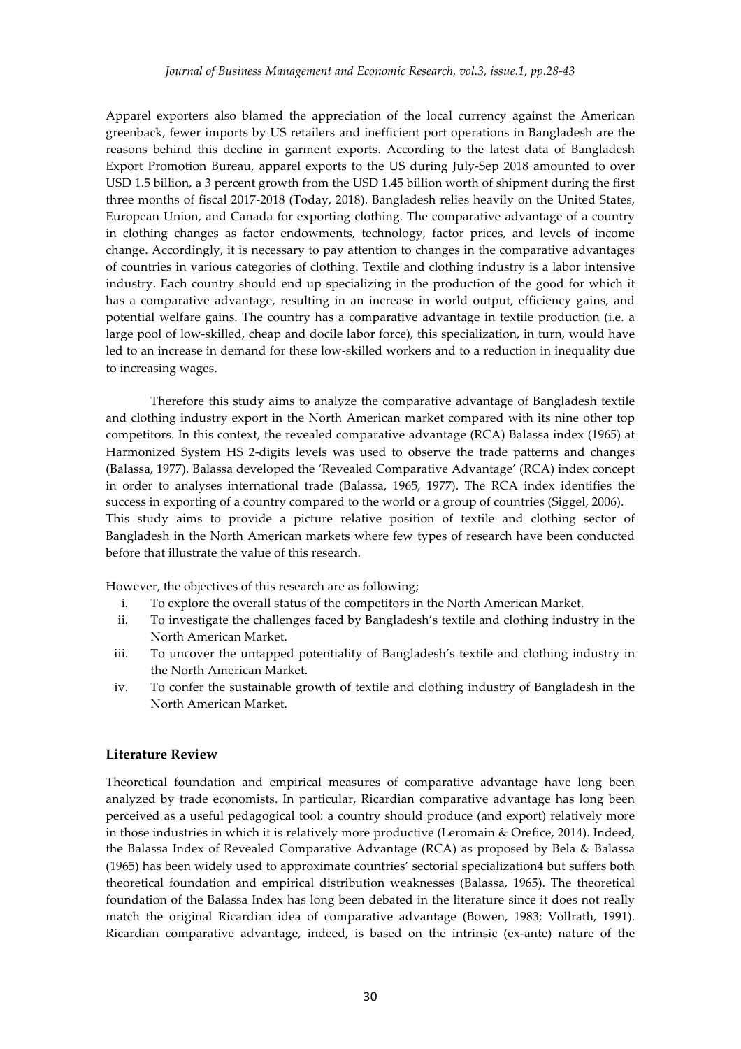Apparel exporters also blamed the appreciation of the local currency against the American greenback, fewer imports by US retailers and inefficient port operations in Bangladesh are the reasons behind this decline in garment exports. According to the latest data of Bangladesh Export Promotion Bureau, apparel exports to the US during July-Sep 2018 amounted to over USD 1.5 billion, a 3 percent growth from the USD 1.45 billion worth of shipment during the first three months of fiscal 2017-2018 (Today, 2018). Bangladesh relies heavily on the United States, European Union, and Canada for exporting clothing. The comparative advantage of a country in clothing changes as factor endowments, technology, factor prices, and levels of income change. Accordingly, it is necessary to pay attention to changes in the comparative advantages of countries in various categories of clothing. Textile and clothing industry is a labor intensive industry. Each country should end up specializing in the production of the good for which it has a comparative advantage, resulting in an increase in world output, efficiency gains, and potential welfare gains. The country has a comparative advantage in textile production (i.e. a large pool of low-skilled, cheap and docile labor force), this specialization, in turn, would have led to an increase in demand for these low-skilled workers and to a reduction in inequality due to increasing wages.

Therefore this study aims to analyze the comparative advantage of Bangladesh textile and clothing industry export in the North American market compared with its nine other top competitors. In this context, the revealed comparative advantage (RCA) Balassa index (1965) at Harmonized System HS 2-digits levels was used to observe the trade patterns and changes (Balassa, 1977). Balassa developed the 'Revealed Comparative Advantage' (RCA) index concept in order to analyses international trade (Balassa, 1965, 1977). The RCA index identifies the success in exporting of a country compared to the world or a group of countries (Siggel, 2006). This study aims to provide a picture relative position of textile and clothing sector of Bangladesh in the North American markets where few types of research have been conducted before that illustrate the value of this research.

However, the objectives of this research are as following;

i. To explore the overall status of the competitors in the North American Market.
ii. To investigate the challenges faced by Bangladesh's textile and clothing industry in the North American Market.
iii. To uncover the untapped potentiality of Bangladesh's textile and clothing industry in the North American Market.
iv. To confer the sustainable growth of textile and clothing industry of Bangladesh in the North American Market.

## Literature Review

Theoretical foundation and empirical measures of comparative advantage have long been analyzed by trade economists. In particular, Ricardian comparative advantage has long been perceived as a useful pedagogical tool: a country should produce (and export) relatively more in those industries in which it is relatively more productive (Leromain & Orefice, 2014). Indeed, the Balassa Index of Revealed Comparative Advantage (RCA) as proposed by Bela & Balassa (1965) has been widely used to approximate countries' sectorial specialization4 but suffers both theoretical foundation and empirical distribution weaknesses (Balassa, 1965). The theoretical foundation of the Balassa Index has long been debated in the literature since it does not really match the original Ricardian idea of comparative advantage (Bowen, 1983; Vollrath, 1991). Ricardian comparative advantage, indeed, is based on the intrinsic (ex-ante) nature of the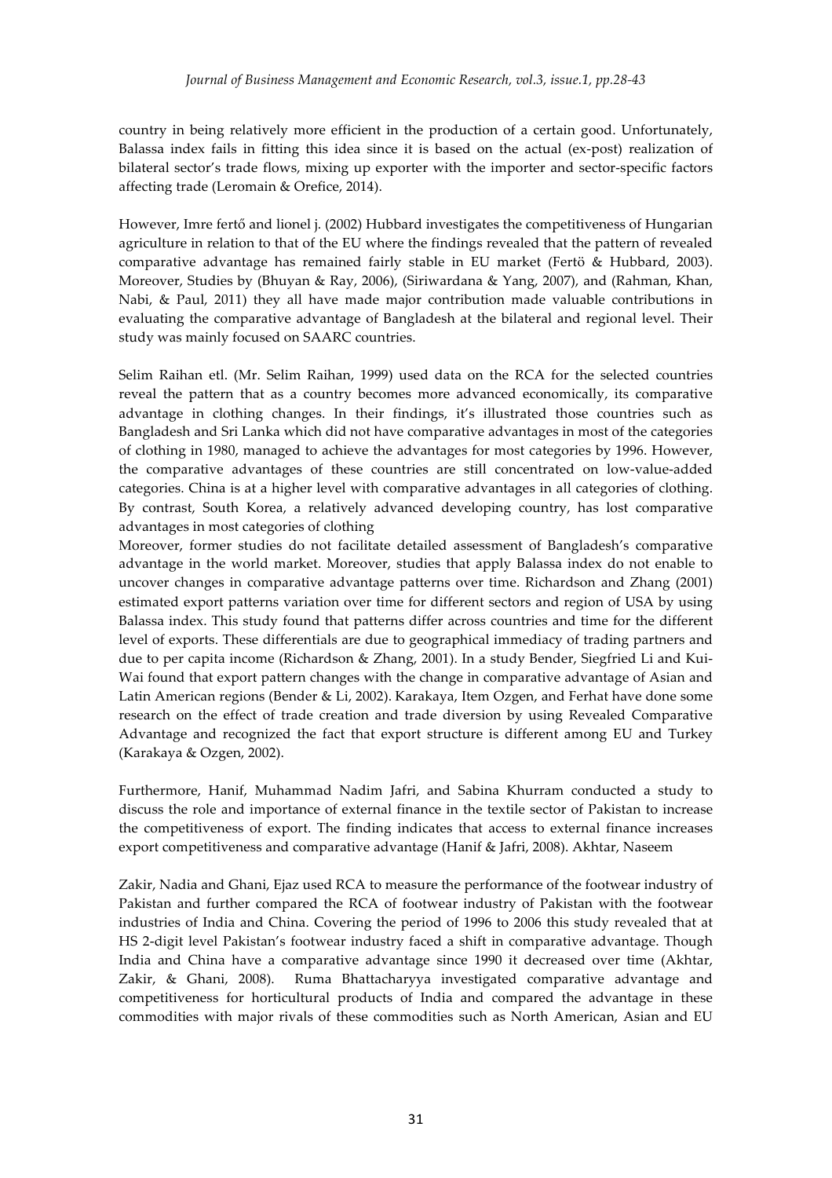country in being relatively more efficient in the production of a certain good. Unfortunately, Balassa index fails in fitting this idea since it is based on the actual (ex-post) realization of bilateral sector's trade flows, mixing up exporter with the importer and sector-specific factors affecting trade (Leromain & Orefice, 2014).

However, Imre fertő and lionel j. (2002) Hubbard investigates the competitiveness of Hungarian agriculture in relation to that of the EU where the findings revealed that the pattern of revealed comparative advantage has remained fairly stable in EU market (Fertö & Hubbard, 2003). Moreover, Studies by (Bhuyan & Ray, 2006), (Siriwardana & Yang, 2007), and (Rahman, Khan, Nabi, & Paul, 2011) they all have made major contribution made valuable contributions in evaluating the comparative advantage of Bangladesh at the bilateral and regional level. Their study was mainly focused on SAARC countries.

Selim Raihan etl. (Mr. Selim Raihan, 1999) used data on the RCA for the selected countries reveal the pattern that as a country becomes more advanced economically, its comparative advantage in clothing changes. In their findings, it's illustrated those countries such as Bangladesh and Sri Lanka which did not have comparative advantages in most of the categories of clothing in 1980, managed to achieve the advantages for most categories by 1996. However, the comparative advantages of these countries are still concentrated on low-value-added categories. China is at a higher level with comparative advantages in all categories of clothing. By contrast, South Korea, a relatively advanced developing country, has lost comparative advantages in most categories of clothing

Moreover, former studies do not facilitate detailed assessment of Bangladesh's comparative advantage in the world market. Moreover, studies that apply Balassa index do not enable to uncover changes in comparative advantage patterns over time. Richardson and Zhang (2001) estimated export patterns variation over time for different sectors and region of USA by using Balassa index. This study found that patterns differ across countries and time for the different level of exports. These differentials are due to geographical immediacy of trading partners and due to per capita income (Richardson & Zhang, 2001). In a study Bender, Siegfried Li and Kui-Wai found that export pattern changes with the change in comparative advantage of Asian and Latin American regions (Bender & Li, 2002). Karakaya, Item Ozgen, and Ferhat have done some research on the effect of trade creation and trade diversion by using Revealed Comparative Advantage and recognized the fact that export structure is different among EU and Turkey (Karakaya & Ozgen, 2002).

Furthermore, Hanif, Muhammad Nadim Jafri, and Sabina Khurram conducted a study to discuss the role and importance of external finance in the textile sector of Pakistan to increase the competitiveness of export. The finding indicates that access to external finance increases export competitiveness and comparative advantage (Hanif & Jafri, 2008). Akhtar, Naseem

Zakir, Nadia and Ghani, Ejaz used RCA to measure the performance of the footwear industry of Pakistan and further compared the RCA of footwear industry of Pakistan with the footwear industries of India and China. Covering the period of 1996 to 2006 this study revealed that at HS 2-digit level Pakistan's footwear industry faced a shift in comparative advantage. Though India and China have a comparative advantage since 1990 it decreased over time (Akhtar, Zakir, & Ghani, 2008). Ruma Bhattacharyya investigated comparative advantage and competitiveness for horticultural products of India and compared the advantage in these commodities with major rivals of these commodities such as North American, Asian and EU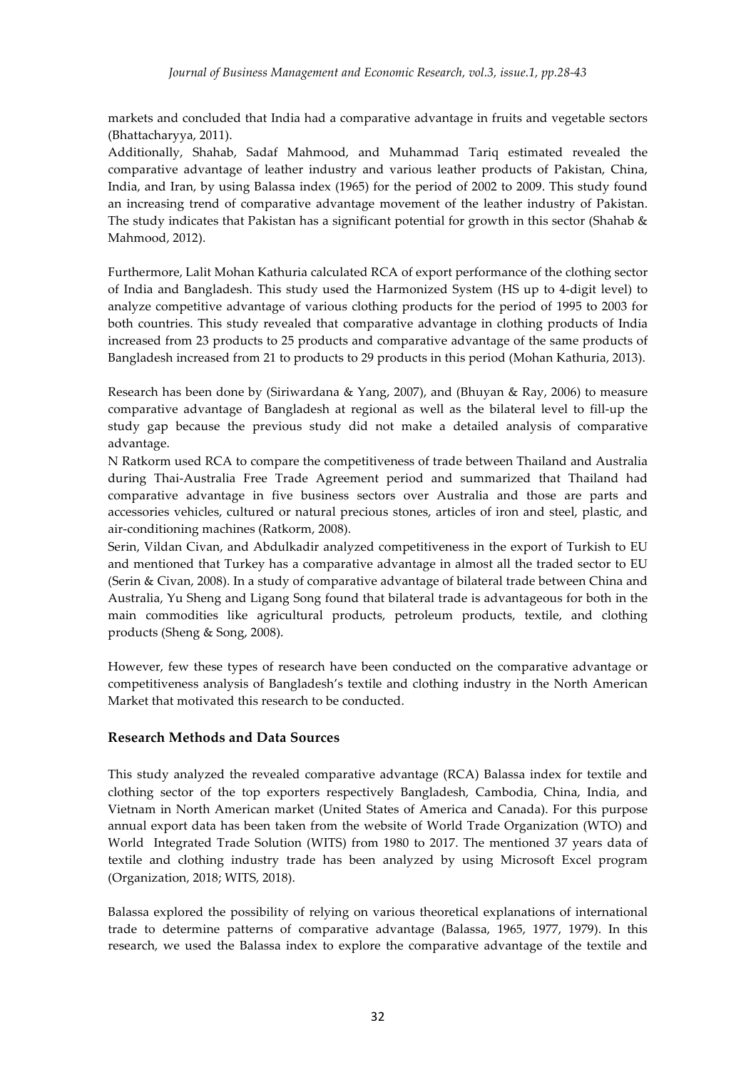markets and concluded that India had a comparative advantage in fruits and vegetable sectors (Bhattacharyya, 2011).

Additionally, Shahab, Sadaf Mahmood, and Muhammad Tariq estimated revealed the comparative advantage of leather industry and various leather products of Pakistan, China, India, and Iran, by using Balassa index (1965) for the period of 2002 to 2009. This study found an increasing trend of comparative advantage movement of the leather industry of Pakistan. The study indicates that Pakistan has a significant potential for growth in this sector (Shahab & Mahmood, 2012).

Furthermore, Lalit Mohan Kathuria calculated RCA of export performance of the clothing sector of India and Bangladesh. This study used the Harmonized System (HS up to 4-digit level) to analyze competitive advantage of various clothing products for the period of 1995 to 2003 for both countries. This study revealed that comparative advantage in clothing products of India increased from 23 products to 25 products and comparative advantage of the same products of Bangladesh increased from 21 to products to 29 products in this period (Mohan Kathuria, 2013).

Research has been done by (Siriwardana & Yang, 2007), and (Bhuyan & Ray, 2006) to measure comparative advantage of Bangladesh at regional as well as the bilateral level to fill-up the study gap because the previous study did not make a detailed analysis of comparative advantage.

N Ratkorm used RCA to compare the competitiveness of trade between Thailand and Australia during Thai-Australia Free Trade Agreement period and summarized that Thailand had comparative advantage in five business sectors over Australia and those are parts and accessories vehicles, cultured or natural precious stones, articles of iron and steel, plastic, and air-conditioning machines (Ratkorm, 2008).

Serin, Vildan Civan, and Abdulkadir analyzed competitiveness in the export of Turkish to EU and mentioned that Turkey has a comparative advantage in almost all the traded sector to EU (Serin & Civan, 2008). In a study of comparative advantage of bilateral trade between China and Australia, Yu Sheng and Ligang Song found that bilateral trade is advantageous for both in the main commodities like agricultural products, petroleum products, textile, and clothing products (Sheng & Song, 2008).

However, few these types of research have been conducted on the comparative advantage or competitiveness analysis of Bangladesh's textile and clothing industry in the North American Market that motivated this research to be conducted.

## Research Methods and Data Sources

This study analyzed the revealed comparative advantage (RCA) Balassa index for textile and clothing sector of the top exporters respectively Bangladesh, Cambodia, China, India, and Vietnam in North American market (United States of America and Canada). For this purpose annual export data has been taken from the website of World Trade Organization (WTO) and World Integrated Trade Solution (WITS) from 1980 to 2017. The mentioned 37 years data of textile and clothing industry trade has been analyzed by using Microsoft Excel program (Organization, 2018; WITS, 2018).

Balassa explored the possibility of relying on various theoretical explanations of international trade to determine patterns of comparative advantage (Balassa, 1965, 1977, 1979). In this research, we used the Balassa index to explore the comparative advantage of the textile and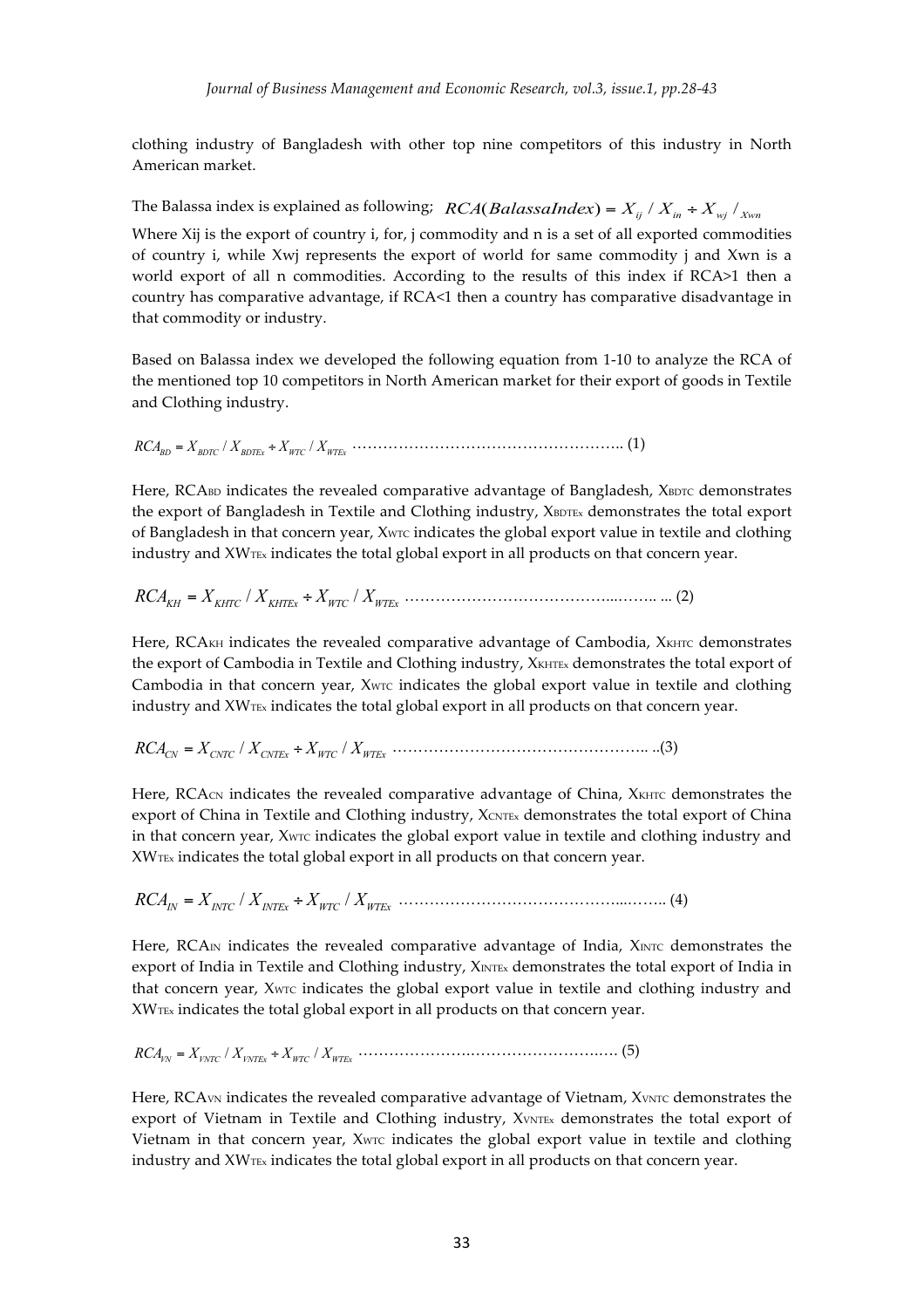clothing industry of Bangladesh with other top nine competitors of this industry in North American market.

The Balassa index is explained as following; $RCA(BalassaIndex) = X_{ij} / X_{in} \div X_{wj} / _{Xwn}$

Where Xij is the export of country i, for, j commodity and n is a set of all exported commodities of country i, while Xwj represents the export of world for same commodity j and Xwn is a world export of all n commodities. According to the results of this index if RCA>1 then a country has comparative advantage, if RCA<1 then a country has comparative disadvantage in that commodity or industry.

Based on Balassa index we developed the following equation from 1-10 to analyze the RCA of the mentioned top 10 competitors in North American market for their export of goods in Textile and Clothing industry.

$$RCA_{BD} = X_{BDTC} / X_{BDTEx} \div X_{WTC} / X_{WTEx} \quad \text{.......................................................} \quad (1)$$

Here, $RCA_{BD}$ indicates the revealed comparative advantage of Bangladesh, $X_{BDTC}$ demonstrates the export of Bangladesh in Textile and Clothing industry, $X_{BDTEx}$ demonstrates the total export of Bangladesh in that concern year, $X_{WTC}$ indicates the global export value in textile and clothing industry and $XW_{TEx}$ indicates the total global export in all products on that concern year.

$$RCA_{KH} = X_{KHTC} / X_{KHTEx} \div X_{WTC} / X_{WTEx} \quad \text{.......................................................} \quad (2)$$

Here, $RCA_{KH}$ indicates the revealed comparative advantage of Cambodia, $X_{KHTC}$ demonstrates the export of Cambodia in Textile and Clothing industry, $X_{KHTEx}$ demonstrates the total export of Cambodia in that concern year, $X_{WTC}$ indicates the global export value in textile and clothing industry and $XW_{TEx}$ indicates the total global export in all products on that concern year.

$$RCA_{CN} = X_{CNTC} / X_{CNTEx} \div X_{WTC} / X_{WTEx} \quad \text{.......................................................} \quad (3)$$

Here, $RCA_{CN}$ indicates the revealed comparative advantage of China, $X_{KHTC}$ demonstrates the export of China in Textile and Clothing industry, $X_{CNTEx}$ demonstrates the total export of China in that concern year, $X_{WTC}$ indicates the global export value in textile and clothing industry and $XW_{TEx}$ indicates the total global export in all products on that concern year.

$$RCA_{IN} = X_{INTC} / X_{INTEx} \div X_{WTC} / X_{WTEx} \quad \text{.......................................................} \quad (4)$$

Here, $RCA_{IN}$ indicates the revealed comparative advantage of India, $X_{INTC}$ demonstrates the export of India in Textile and Clothing industry, $X_{INTEx}$ demonstrates the total export of India in that concern year, $X_{WTC}$ indicates the global export value in textile and clothing industry and $XW_{TEx}$ indicates the total global export in all products on that concern year.

$$RCA_{VN} = X_{VNTC} / X_{VNTEx} \div X_{WTC} / X_{WTEx} \quad \text{.......................................................} \quad (5)$$

Here, $RCA_{VN}$ indicates the revealed comparative advantage of Vietnam, $X_{VNTC}$ demonstrates the export of Vietnam in Textile and Clothing industry, $X_{VNTEx}$ demonstrates the total export of Vietnam in that concern year, $X_{WTC}$ indicates the global export value in textile and clothing industry and $XW_{TEx}$ indicates the total global export in all products on that concern year.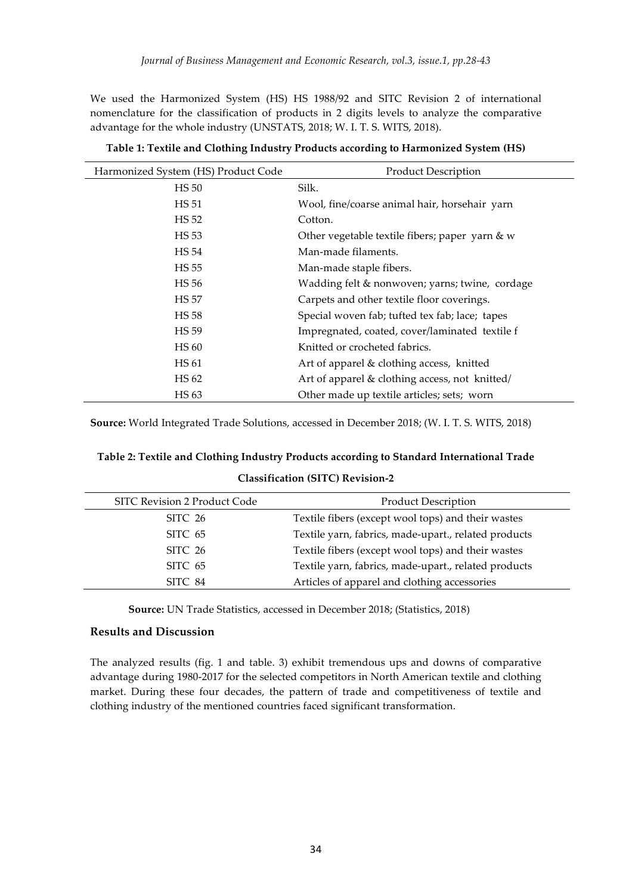We used the Harmonized System (HS) HS 1988/92 and SITC Revision 2 of international nomenclature for the classification of products in 2 digits levels to analyze the comparative advantage for the whole industry (UNSTATS, 2018; W. I. T. S. WITS, 2018).

**Table 1: Textile and Clothing Industry Products according to Harmonized System (HS)**

| Harmonized System (HS) Product Code | Product Description |
|---|---|
| HS 50 | Silk. |
| HS 51 | Wool, fine/coarse animal hair, horsehair yarn |
| HS 52 | Cotton. |
| HS 53 | Other vegetable textile fibers; paper yarn & w |
| HS 54 | Man-made filaments. |
| HS 55 | Man-made staple fibers. |
| HS 56 | Wadding felt & nonwoven; yarns; twine, cordage |
| HS 57 | Carpets and other textile floor coverings. |
| HS 58 | Special woven fab; tufted tex fab; lace; tapes |
| HS 59 | Impregnated, coated, cover/laminated textile f |
| HS 60 | Knitted or crocheted fabrics. |
| HS 61 | Art of apparel & clothing access, knitted |
| HS 62 | Art of apparel & clothing access, not knitted/ |
| HS 63 | Other made up textile articles; sets; worn |

**Source:** World Integrated Trade Solutions, accessed in December 2018; (W. I. T. S. WITS, 2018)

**Table 2: Textile and Clothing Industry Products according to Standard International Trade Classification (SITC) Revision-2**

| SITC Revision 2 Product Code | Product Description |
|---|---|
| SITC 26 | Textile fibers (except wool tops) and their wastes |
| SITC 65 | Textile yarn, fabrics, made-upart., related products |
| SITC 26 | Textile fibers (except wool tops) and their wastes |
| SITC 65 | Textile yarn, fabrics, made-upart., related products |
| SITC 84 | Articles of apparel and clothing accessories |

**Source:** UN Trade Statistics, accessed in December 2018; (Statistics, 2018)

## Results and Discussion

The analyzed results (fig. 1 and table. 3) exhibit tremendous ups and downs of comparative advantage during 1980-2017 for the selected competitors in North American textile and clothing market. During these four decades, the pattern of trade and competitiveness of textile and clothing industry of the mentioned countries faced significant transformation.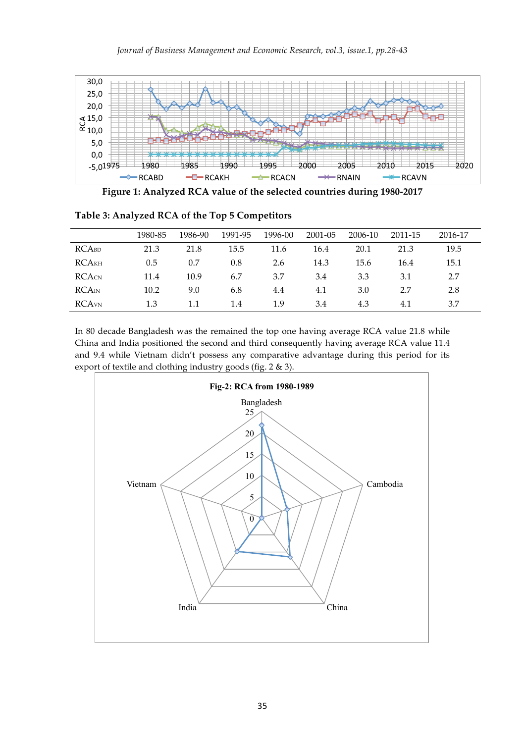Figure 1: Analyzed RCA value of the selected countries during 1980-2017

**Table 3: Analyzed RCA of the Top 5 Competitors**

| | 1980-85 | 1986-90 | 1991-95 | 1996-00 | 2001-05 | 2006-10 | 2011-15 | 2016-17 |
|---|---|---|---|---|---|---|---|---|
| $RCA_{BD}$ | 21.3 | 21.8 | 15.5 | 11.6 | 16.4 | 20.1 | 21.3 | 19.5 |
| $RCA_{KH}$ | 0.5 | 0.7 | 0.8 | 2.6 | 14.3 | 15.6 | 16.4 | 15.1 |
| $RCA_{CN}$ | 11.4 | 10.9 | 6.7 | 3.7 | 3.4 | 3.3 | 3.1 | 2.7 |
| $RCA_{IN}$ | 10.2 | 9.0 | 6.8 | 4.4 | 4.1 | 3.0 | 2.7 | 2.8 |
| $RCA_{VN}$ | 1.3 | 1.1 | 1.4 | 1.9 | 3.4 | 4.3 | 4.1 | 3.7 |

In 80 decade Bangladesh was the remained the top one having average RCA value 21.8 while China and India positioned the second and third consequently having average RCA value 11.4 and 9.4 while Vietnam didn't possess any comparative advantage during this period for its export of textile and clothing industry goods (fig. 2 & 3).

Fig-2: RCA from 1980-1989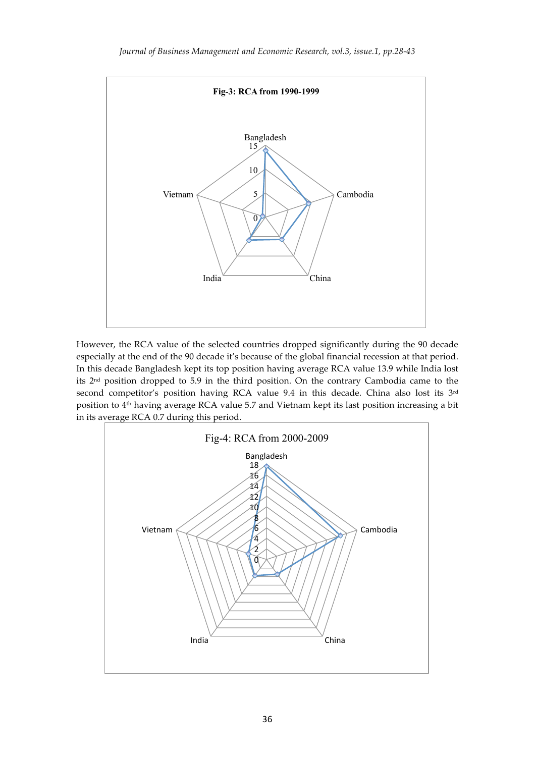**Fig-3: RCA from 1990-1999**

However, the RCA value of the selected countries dropped significantly during the 90 decade especially at the end of the 90 decade it's because of the global financial recession at that period. In this decade Bangladesh kept its top position having average RCA value 13.9 while India lost its 2nd position dropped to 5.9 in the third position. On the contrary Cambodia came to the second competitor's position having RCA value 9.4 in this decade. China also lost its 3rd position to 4th having average RCA value 5.7 and Vietnam kept its last position increasing a bit in its average RCA 0.7 during this period.

Fig-4: RCA from 2000-2009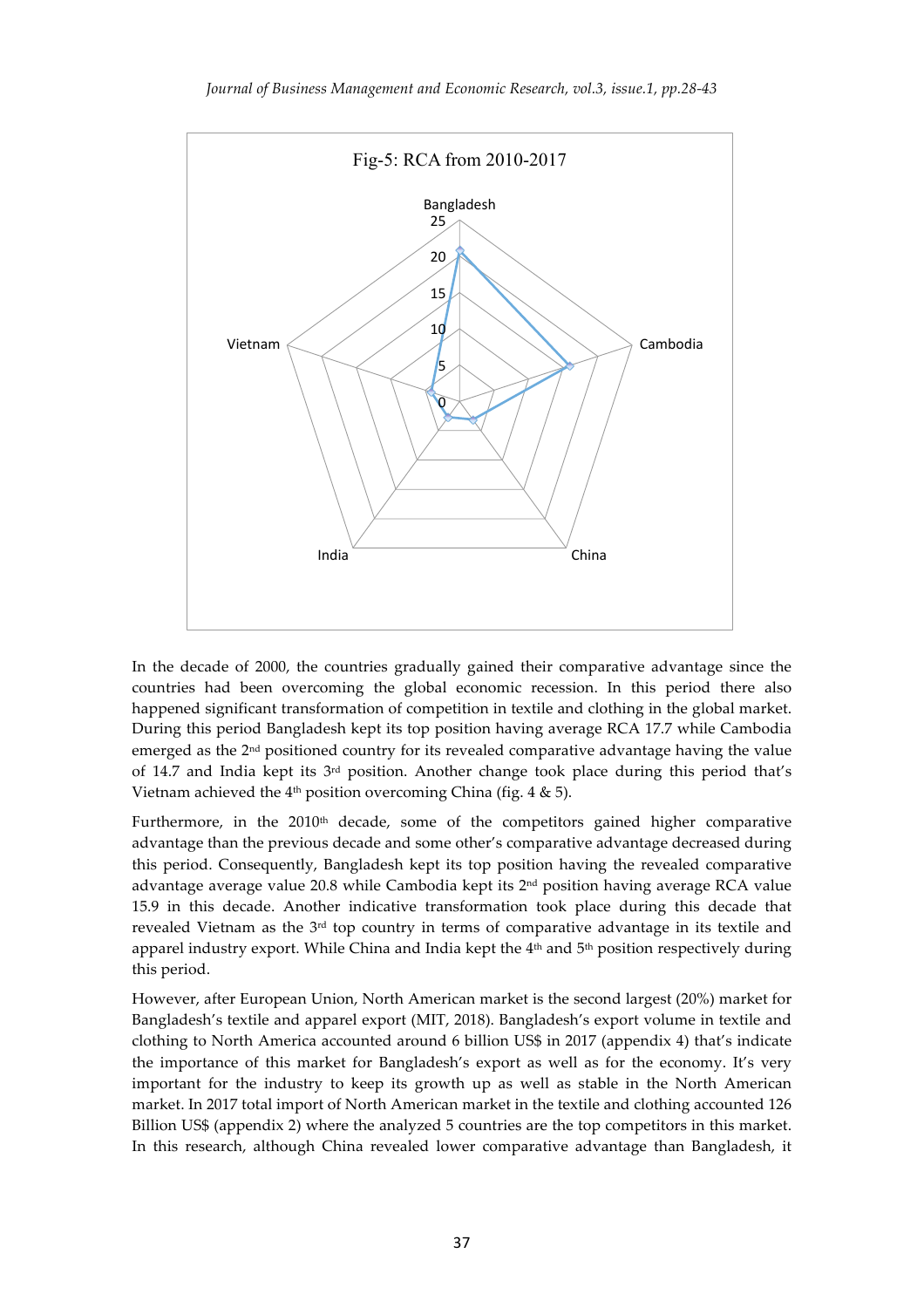Fig-5: RCA from 2010-2017

In the decade of 2000, the countries gradually gained their comparative advantage since the countries had been overcoming the global economic recession. In this period there also happened significant transformation of competition in textile and clothing in the global market. During this period Bangladesh kept its top position having average RCA 17.7 while Cambodia emerged as the 2nd positioned country for its revealed comparative advantage having the value of 14.7 and India kept its 3rd position. Another change took place during this period that's Vietnam achieved the 4th position overcoming China (fig. 4 & 5).

Furthermore, in the 2010th decade, some of the competitors gained higher comparative advantage than the previous decade and some other's comparative advantage decreased during this period. Consequently, Bangladesh kept its top position having the revealed comparative advantage average value 20.8 while Cambodia kept its 2nd position having average RCA value 15.9 in this decade. Another indicative transformation took place during this decade that revealed Vietnam as the 3rd top country in terms of comparative advantage in its textile and apparel industry export. While China and India kept the 4th and 5th position respectively during this period.

However, after European Union, North American market is the second largest (20%) market for Bangladesh's textile and apparel export (MIT, 2018). Bangladesh's export volume in textile and clothing to North America accounted around 6 billion US$ in 2017 (appendix 4) that's indicate the importance of this market for Bangladesh's export as well as for the economy. It's very important for the industry to keep its growth up as well as stable in the North American market. In 2017 total import of North American market in the textile and clothing accounted 126 Billion US$ (appendix 2) where the analyzed 5 countries are the top competitors in this market. In this research, although China revealed lower comparative advantage than Bangladesh, it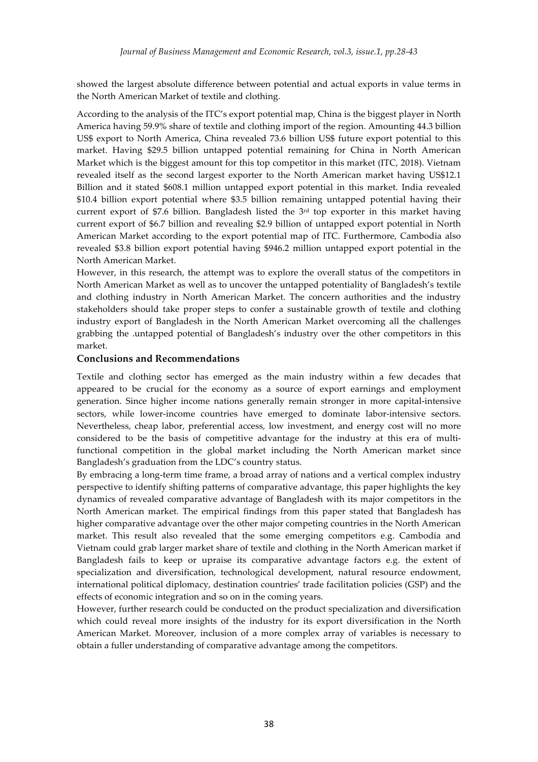showed the largest absolute difference between potential and actual exports in value terms in the North American Market of textile and clothing.

According to the analysis of the ITC's export potential map, China is the biggest player in North America having 59.9% share of textile and clothing import of the region. Amounting 44.3 billion US$ export to North America, China revealed 73.6 billion US$ future export potential to this market. Having $29.5 billion untapped potential remaining for China in North American Market which is the biggest amount for this top competitor in this market (ITC, 2018). Vietnam revealed itself as the second largest exporter to the North American market having US$12.1 Billion and it stated $608.1 million untapped export potential in this market. India revealed $10.4 billion export potential where $3.5 billion remaining untapped potential having their current export of $7.6 billion. Bangladesh listed the 3rd top exporter in this market having current export of $6.7 billion and revealing $2.9 billion of untapped export potential in North American Market according to the export potential map of ITC. Furthermore, Cambodia also revealed $3.8 billion export potential having $946.2 million untapped export potential in the North American Market.

However, in this research, the attempt was to explore the overall status of the competitors in North American Market as well as to uncover the untapped potentiality of Bangladesh's textile and clothing industry in North American Market. The concern authorities and the industry stakeholders should take proper steps to confer a sustainable growth of textile and clothing industry export of Bangladesh in the North American Market overcoming all the challenges grabbing the .untapped potential of Bangladesh's industry over the other competitors in this market.

## Conclusions and Recommendations

Textile and clothing sector has emerged as the main industry within a few decades that appeared to be crucial for the economy as a source of export earnings and employment generation. Since higher income nations generally remain stronger in more capital-intensive sectors, while lower-income countries have emerged to dominate labor-intensive sectors. Nevertheless, cheap labor, preferential access, low investment, and energy cost will no more considered to be the basis of competitive advantage for the industry at this era of multi-functional competition in the global market including the North American market since Bangladesh's graduation from the LDC's country status.

By embracing a long-term time frame, a broad array of nations and a vertical complex industry perspective to identify shifting patterns of comparative advantage, this paper highlights the key dynamics of revealed comparative advantage of Bangladesh with its major competitors in the North American market. The empirical findings from this paper stated that Bangladesh has higher comparative advantage over the other major competing countries in the North American market. This result also revealed that the some emerging competitors e.g. Cambodia and Vietnam could grab larger market share of textile and clothing in the North American market if Bangladesh fails to keep or upraise its comparative advantage factors e.g. the extent of specialization and diversification, technological development, natural resource endowment, international political diplomacy, destination countries' trade facilitation policies (GSP) and the effects of economic integration and so on in the coming years.

However, further research could be conducted on the product specialization and diversification which could reveal more insights of the industry for its export diversification in the North American Market. Moreover, inclusion of a more complex array of variables is necessary to obtain a fuller understanding of comparative advantage among the competitors.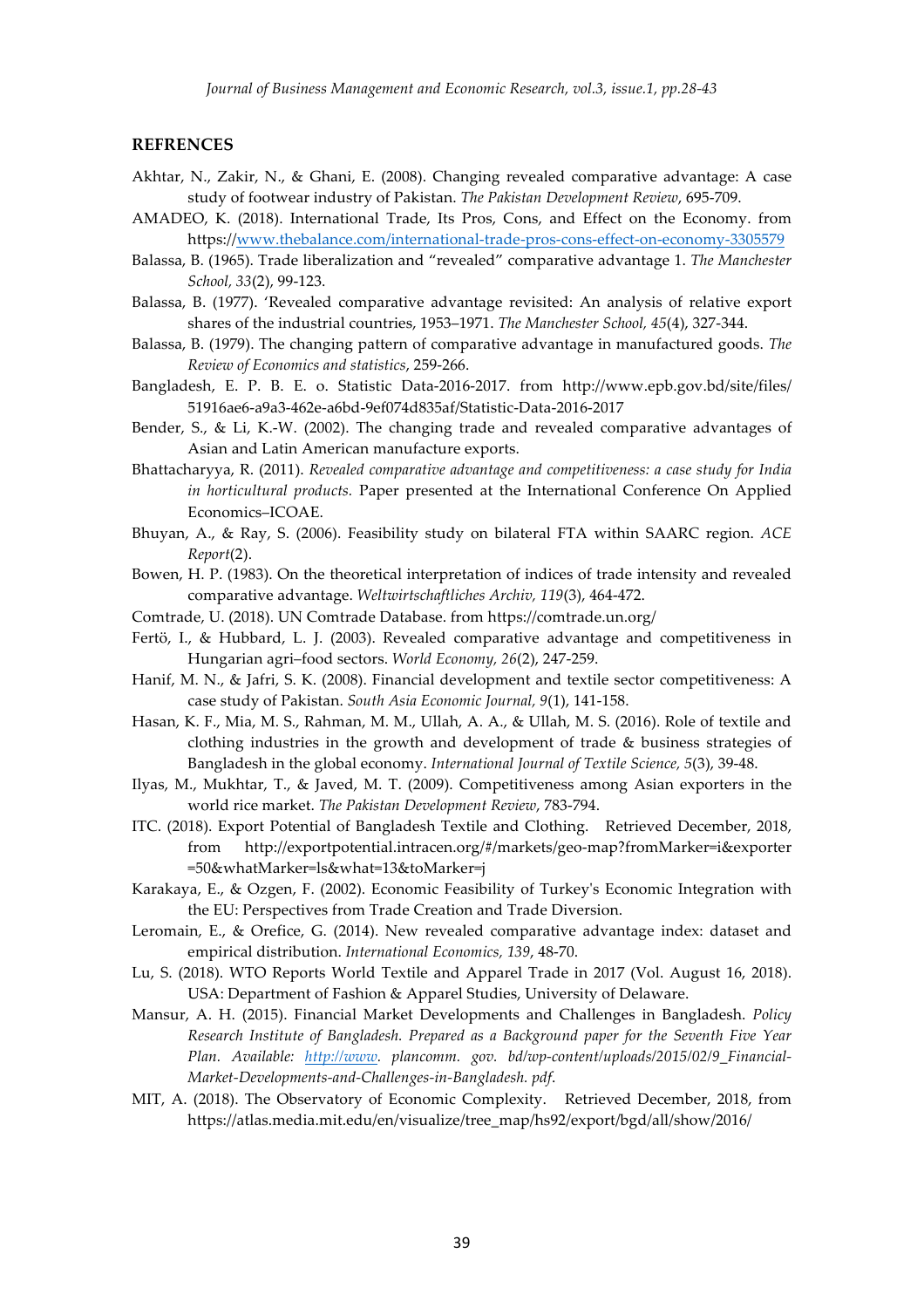## REFRENCES

Akhtar, N., Zakir, N., & Ghani, E. (2008). Changing revealed comparative advantage: A case study of footwear industry of Pakistan. *The Pakistan Development Review*, 695-709.

AMADEO, K. (2018). International Trade, Its Pros, Cons, and Effect on the Economy. from https://www.thebalance.com/international-trade-pros-cons-effect-on-economy-3305579

Balassa, B. (1965). Trade liberalization and "revealed" comparative advantage 1. *The Manchester School, 33*(2), 99-123.

Balassa, B. (1977). 'Revealed comparative advantage revisited: An analysis of relative export shares of the industrial countries, 1953–1971. *The Manchester School, 45*(4), 327-344.

Balassa, B. (1979). The changing pattern of comparative advantage in manufactured goods. *The Review of Economics and statistics*, 259-266.

Bangladesh, E. P. B. E. o. Statistic Data-2016-2017. from http://www.epb.gov.bd/site/files/51916ae6-a9a3-462e-a6bd-9ef074d835af/Statistic-Data-2016-2017

Bender, S., & Li, K.-W. (2002). The changing trade and revealed comparative advantages of Asian and Latin American manufacture exports.

Bhattacharyya, R. (2011). *Revealed comparative advantage and competitiveness: a case study for India in horticultural products.* Paper presented at the International Conference On Applied Economics–ICOAE.

Bhuyan, A., & Ray, S. (2006). Feasibility study on bilateral FTA within SAARC region. *ACE Report*(2).

Bowen, H. P. (1983). On the theoretical interpretation of indices of trade intensity and revealed comparative advantage. *Weltwirtschaftliches Archiv, 119*(3), 464-472.

Comtrade, U. (2018). UN Comtrade Database. from https://comtrade.un.org/

Fertö, I., & Hubbard, L. J. (2003). Revealed comparative advantage and competitiveness in Hungarian agri–food sectors. *World Economy, 26*(2), 247-259.

Hanif, M. N., & Jafri, S. K. (2008). Financial development and textile sector competitiveness: A case study of Pakistan. *South Asia Economic Journal, 9*(1), 141-158.

Hasan, K. F., Mia, M. S., Rahman, M. M., Ullah, A. A., & Ullah, M. S. (2016). Role of textile and clothing industries in the growth and development of trade & business strategies of Bangladesh in the global economy. *International Journal of Textile Science, 5*(3), 39-48.

Ilyas, M., Mukhtar, T., & Javed, M. T. (2009). Competitiveness among Asian exporters in the world rice market. *The Pakistan Development Review*, 783-794.

ITC. (2018). Export Potential of Bangladesh Textile and Clothing. Retrieved December, 2018, from http://exportpotential.intracen.org/#/markets/geo-map?fromMarker=i&exporter=50&whatMarker=ls&what=13&toMarker=j

Karakaya, E., & Ozgen, F. (2002). Economic Feasibility of Turkey's Economic Integration with the EU: Perspectives from Trade Creation and Trade Diversion.

Leromain, E., & Orefice, G. (2014). New revealed comparative advantage index: dataset and empirical distribution. *International Economics, 139*, 48-70.

Lu, S. (2018). WTO Reports World Textile and Apparel Trade in 2017 (Vol. August 16, 2018). USA: Department of Fashion & Apparel Studies, University of Delaware.

Mansur, A. H. (2015). Financial Market Developments and Challenges in Bangladesh. *Policy Research Institute of Bangladesh. Prepared as a Background paper for the Seventh Five Year Plan. Available: http://www. plancomm. gov. bd/wp-content/uploads/2015/02/9_Financial-Market-Developments-and-Challenges-in-Bangladesh. pdf*.

MIT, A. (2018). The Observatory of Economic Complexity. Retrieved December, 2018, from https://atlas.media.mit.edu/en/visualize/tree_map/hs92/export/bgd/all/show/2016/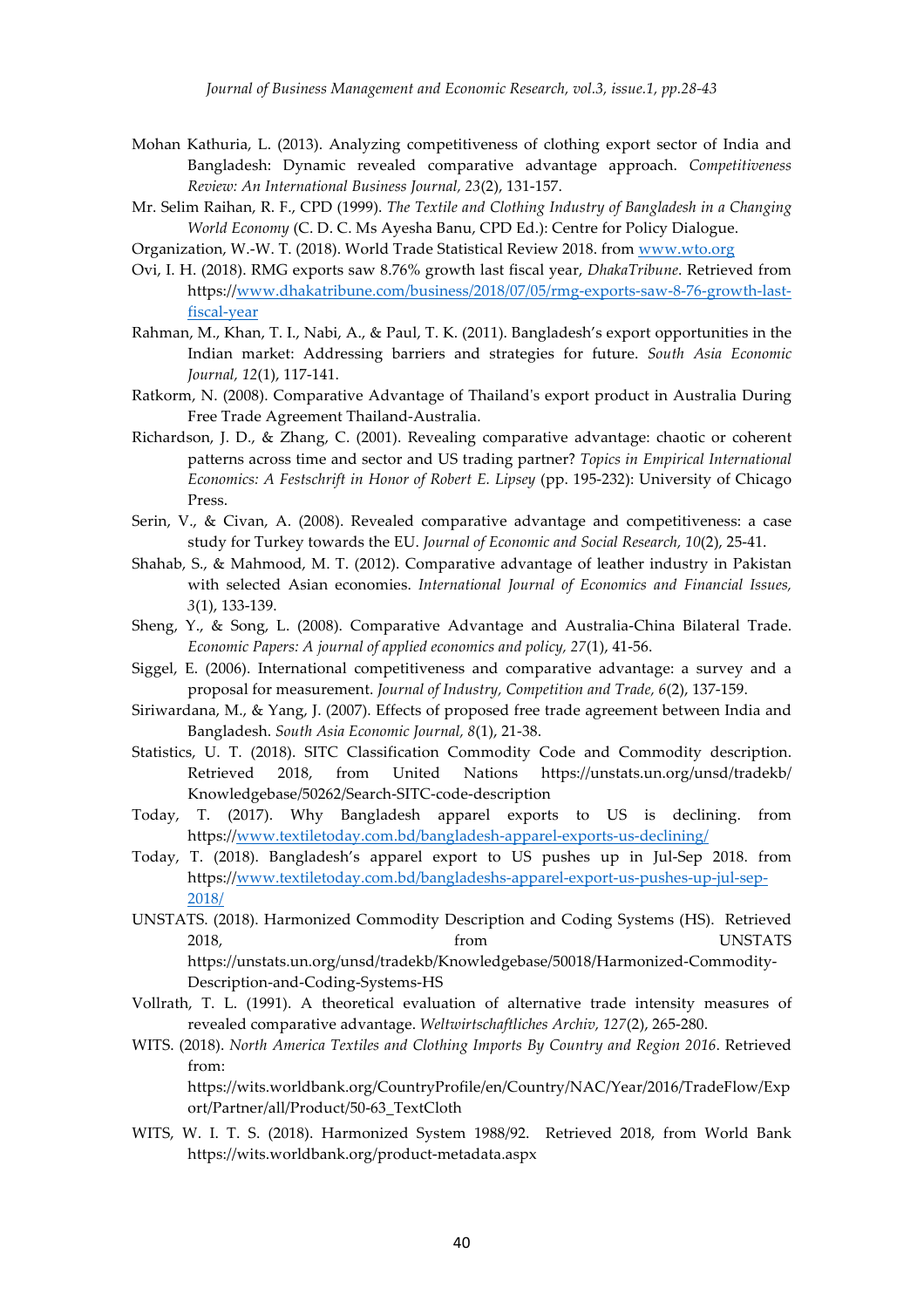Mohan Kathuria, L. (2013). Analyzing competitiveness of clothing export sector of India and Bangladesh: Dynamic revealed comparative advantage approach. *Competitiveness Review: An International Business Journal, 23*(2), 131-157.

Mr. Selim Raihan, R. F., CPD (1999). *The Textile and Clothing Industry of Bangladesh in a Changing World Economy* (C. D. C. Ms Ayesha Banu, CPD Ed.): Centre for Policy Dialogue.

Organization, W.-W. T. (2018). World Trade Statistical Review 2018. from www.wto.org

Ovi, I. H. (2018). RMG exports saw 8.76% growth last fiscal year, *DhakaTribune*. Retrieved from https://www.dhakatribune.com/business/2018/07/05/rmg-exports-saw-8-76-growth-last-fiscal-year

Rahman, M., Khan, T. I., Nabi, A., & Paul, T. K. (2011). Bangladesh's export opportunities in the Indian market: Addressing barriers and strategies for future. *South Asia Economic Journal, 12*(1), 117-141.

Ratkorm, N. (2008). Comparative Advantage of Thailand's export product in Australia During Free Trade Agreement Thailand-Australia.

Richardson, J. D., & Zhang, C. (2001). Revealing comparative advantage: chaotic or coherent patterns across time and sector and US trading partner? *Topics in Empirical International Economics: A Festschrift in Honor of Robert E. Lipsey* (pp. 195-232): University of Chicago Press.

Serin, V., & Civan, A. (2008). Revealed comparative advantage and competitiveness: a case study for Turkey towards the EU. *Journal of Economic and Social Research, 10*(2), 25-41.

Shahab, S., & Mahmood, M. T. (2012). Comparative advantage of leather industry in Pakistan with selected Asian economies. *International Journal of Economics and Financial Issues, 3*(1), 133-139.

Sheng, Y., & Song, L. (2008). Comparative Advantage and Australia-China Bilateral Trade. *Economic Papers: A journal of applied economics and policy, 27*(1), 41-56.

Siggel, E. (2006). International competitiveness and comparative advantage: a survey and a proposal for measurement. *Journal of Industry, Competition and Trade, 6*(2), 137-159.

Siriwardana, M., & Yang, J. (2007). Effects of proposed free trade agreement between India and Bangladesh. *South Asia Economic Journal, 8*(1), 21-38.

Statistics, U. T. (2018). SITC Classification Commodity Code and Commodity description. Retrieved 2018, from United Nations https://unstats.un.org/unsd/tradekb/Knowledgebase/50262/Search-SITC-code-description

Today, T. (2017). Why Bangladesh apparel exports to US is declining. from https://www.textiletoday.com.bd/bangladesh-apparel-exports-us-declining/

Today, T. (2018). Bangladesh's apparel export to US pushes up in Jul-Sep 2018. from https://www.textiletoday.com.bd/bangladeshs-apparel-export-us-pushes-up-jul-sep-2018/

UNSTATS. (2018). Harmonized Commodity Description and Coding Systems (HS). Retrieved 2018, from UNSTATS https://unstats.un.org/unsd/tradekb/Knowledgebase/50018/Harmonized-Commodity-Description-and-Coding-Systems-HS

Vollrath, T. L. (1991). A theoretical evaluation of alternative trade intensity measures of revealed comparative advantage. *Weltwirtschaftliches Archiv, 127*(2), 265-280.

WITS. (2018). *North America Textiles and Clothing Imports By Country and Region 2016*. Retrieved from: https://wits.worldbank.org/CountryProfile/en/Country/NAC/Year/2016/TradeFlow/Export/Partner/all/Product/50-63_TextCloth

WITS, W. I. T. S. (2018). Harmonized System 1988/92. Retrieved 2018, from World Bank https://wits.worldbank.org/product-metadata.aspx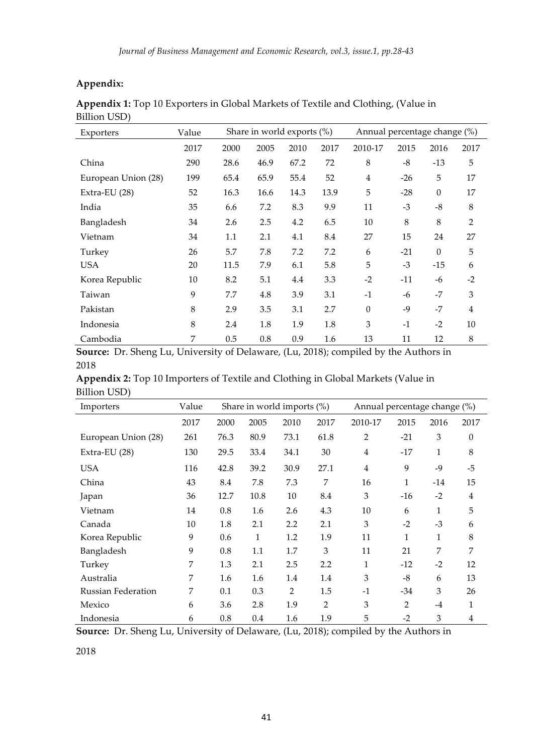**Appendix:**

**Appendix 1:** Top 10 Exporters in Global Markets of Textile and Clothing, (Value in Billion USD)

| Exporters | Value | Share in world exports (%) | | | | Annual percentage change (%) | | | |
|---|---|---|---|---|---|---|---|---|---|
| | 2017 | 2000 | 2005 | 2010 | 2017 | 2010-17 | 2015 | 2016 | 2017 |
| China | 290 | 28.6 | 46.9 | 67.2 | 72 | 8 | -8 | -13 | 5 |
| European Union (28) | 199 | 65.4 | 65.9 | 55.4 | 52 | 4 | -26 | 5 | 17 |
| Extra-EU (28) | 52 | 16.3 | 16.6 | 14.3 | 13.9 | 5 | -28 | 0 | 17 |
| India | 35 | 6.6 | 7.2 | 8.3 | 9.9 | 11 | -3 | -8 | 8 |
| Bangladesh | 34 | 2.6 | 2.5 | 4.2 | 6.5 | 10 | 8 | 8 | 2 |
| Vietnam | 34 | 1.1 | 2.1 | 4.1 | 8.4 | 27 | 15 | 24 | 27 |
| Turkey | 26 | 5.7 | 7.8 | 7.2 | 7.2 | 6 | -21 | 0 | 5 |
| USA | 20 | 11.5 | 7.9 | 6.1 | 5.8 | 5 | -3 | -15 | 6 |
| Korea Republic | 10 | 8.2 | 5.1 | 4.4 | 3.3 | -2 | -11 | -6 | -2 |
| Taiwan | 9 | 7.7 | 4.8 | 3.9 | 3.1 | -1 | -6 | -7 | 3 |
| Pakistan | 8 | 2.9 | 3.5 | 3.1 | 2.7 | 0 | -9 | -7 | 4 |
| Indonesia | 8 | 2.4 | 1.8 | 1.9 | 1.8 | 3 | -1 | -2 | 10 |
| Cambodia | 7 | 0.5 | 0.8 | 0.9 | 1.6 | 13 | 11 | 12 | 8 |

**Source:** Dr. Sheng Lu, University of Delaware, (Lu, 2018); compiled by the Authors in 2018

**Appendix 2:** Top 10 Importers of Textile and Clothing in Global Markets (Value in Billion USD)

| Importers | Value | Share in world imports (%) | | | | Annual percentage change (%) | | | |
|---|---|---|---|---|---|---|---|---|---|
| | 2017 | 2000 | 2005 | 2010 | 2017 | 2010-17 | 2015 | 2016 | 2017 |
| European Union (28) | 261 | 76.3 | 80.9 | 73.1 | 61.8 | 2 | -21 | 3 | 0 |
| Extra-EU (28) | 130 | 29.5 | 33.4 | 34.1 | 30 | 4 | -17 | 1 | 8 |
| USA | 116 | 42.8 | 39.2 | 30.9 | 27.1 | 4 | 9 | -9 | -5 |
| China | 43 | 8.4 | 7.8 | 7.3 | 7 | 16 | 1 | -14 | 15 |
| Japan | 36 | 12.7 | 10.8 | 10 | 8.4 | 3 | -16 | -2 | 4 |
| Vietnam | 14 | 0.8 | 1.6 | 2.6 | 4.3 | 10 | 6 | 1 | 5 |
| Canada | 10 | 1.8 | 2.1 | 2.2 | 2.1 | 3 | -2 | -3 | 6 |
| Korea Republic | 9 | 0.6 | 1 | 1.2 | 1.9 | 11 | 1 | 1 | 8 |
| Bangladesh | 9 | 0.8 | 1.1 | 1.7 | 3 | 11 | 21 | 7 | 7 |
| Turkey | 7 | 1.3 | 2.1 | 2.5 | 2.2 | 1 | -12 | -2 | 12 |
| Australia | 7 | 1.6 | 1.6 | 1.4 | 1.4 | 3 | -8 | 6 | 13 |
| Russian Federation | 7 | 0.1 | 0.3 | 2 | 1.5 | -1 | -34 | 3 | 26 |
| Mexico | 6 | 3.6 | 2.8 | 1.9 | 2 | 3 | 2 | -4 | 1 |
| Indonesia | 6 | 0.8 | 0.4 | 1.6 | 1.9 | 5 | -2 | 3 | 4 |

**Source:** Dr. Sheng Lu, University of Delaware, (Lu, 2018); compiled by the Authors in 2018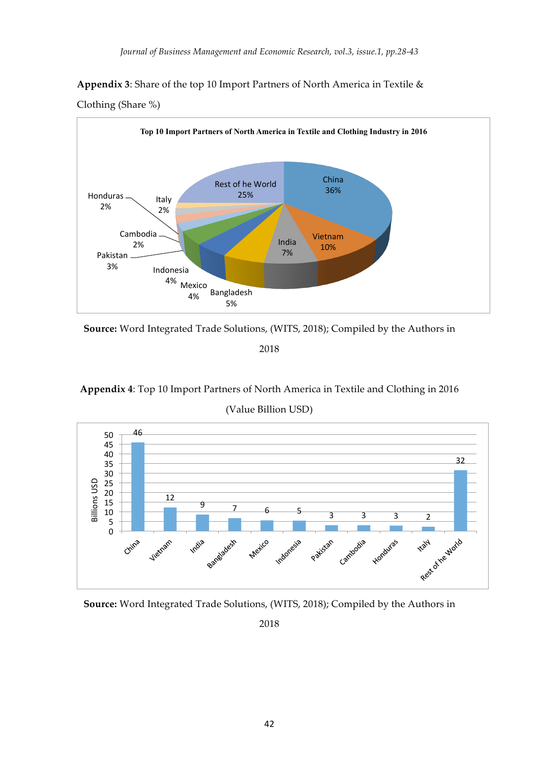**Appendix 3**: Share of the top 10 Import Partners of North America in Textile & Clothing (Share %)

**Top 10 Import Partners of North America in Textile and Clothing Industry in 2016**

| Partner | Share |
|---|---|
| China | 36% |
| Vietnam | 10% |
| India | 7% |
| Bangladesh | 5% |
| Mexico | 4% |
| Indonesia | 4% |
| Pakistan | 3% |
| Cambodia | 2% |
| Honduras | 2% |
| Italy | 2% |
| Rest of he World | 25% |

**Source:** Word Integrated Trade Solutions, (WITS, 2018); Compiled by the Authors in 2018

**Appendix 4**: Top 10 Import Partners of North America in Textile and Clothing in 2016 (Value Billion USD)

| Partner | Billions USD |
|---|---|
| China | 46 |
| Vietnam | 12 |
| India | 9 |
| Bangladesh | 7 |
| Mexico | 6 |
| Indonesia | 5 |
| Pakistan | 3 |
| Cambodia | 3 |
| Honduras | 3 |
| Italy | 2 |
| Rest of he World | 32 |

**Source:** Word Integrated Trade Solutions, (WITS, 2018); Compiled by the Authors in 2018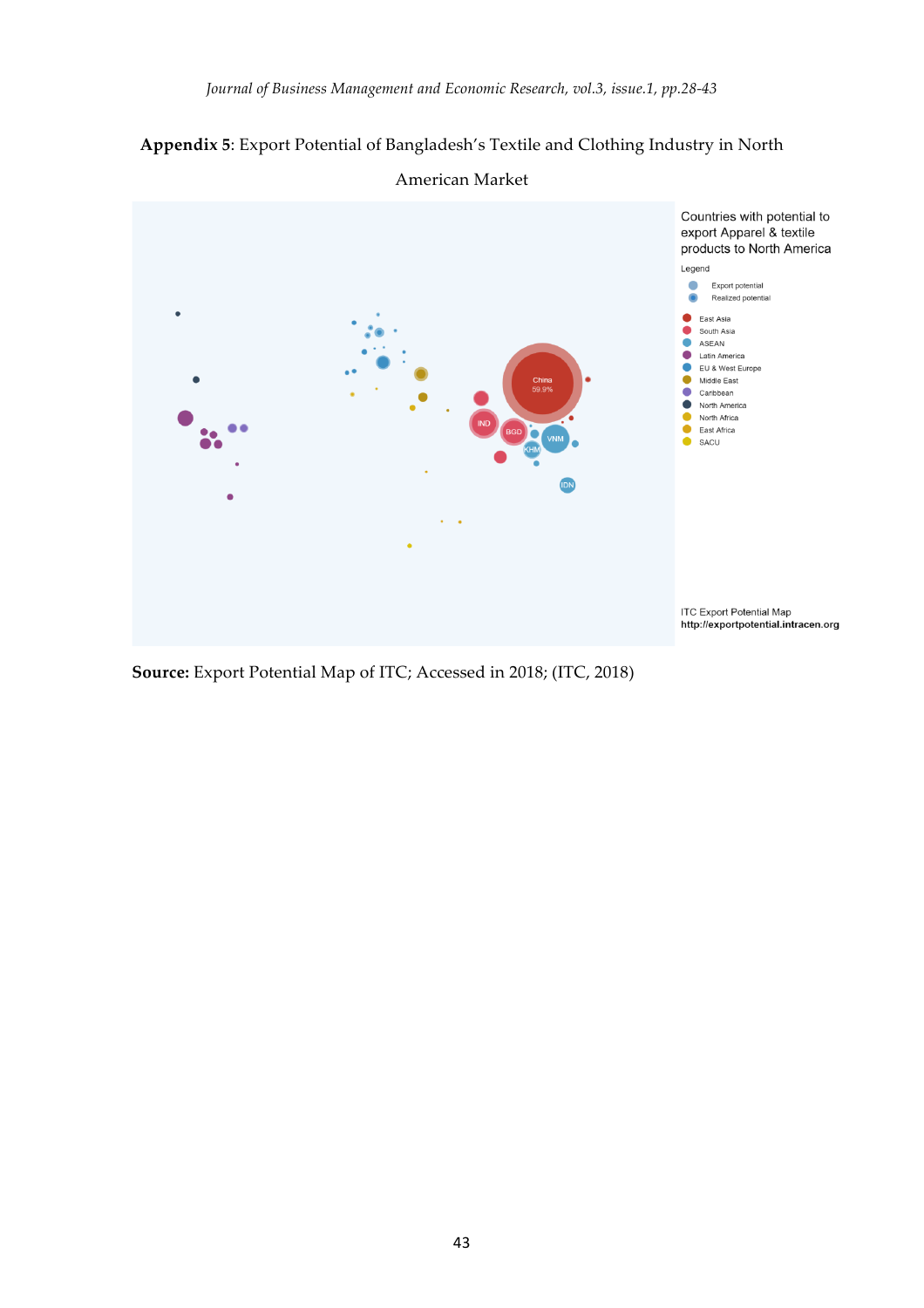**Appendix 5**: Export Potential of Bangladesh's Textile and Clothing Industry in North American Market

Countries with potential to export Apparel & textile products to North America

Legend

Export potential

Realized potential

East Asia

South Asia

ASEAN

Latin America

EU & West Europe

Middle East

Caribbean

North America

North Africa

East Africa

SACU

China

59.9%

IND

BGD

VNM

KHM

IDN

ITC Export Potential Map

http://exportpotential.intracen.org

**Source:** Export Potential Map of ITC; Accessed in 2018; (ITC, 2018)